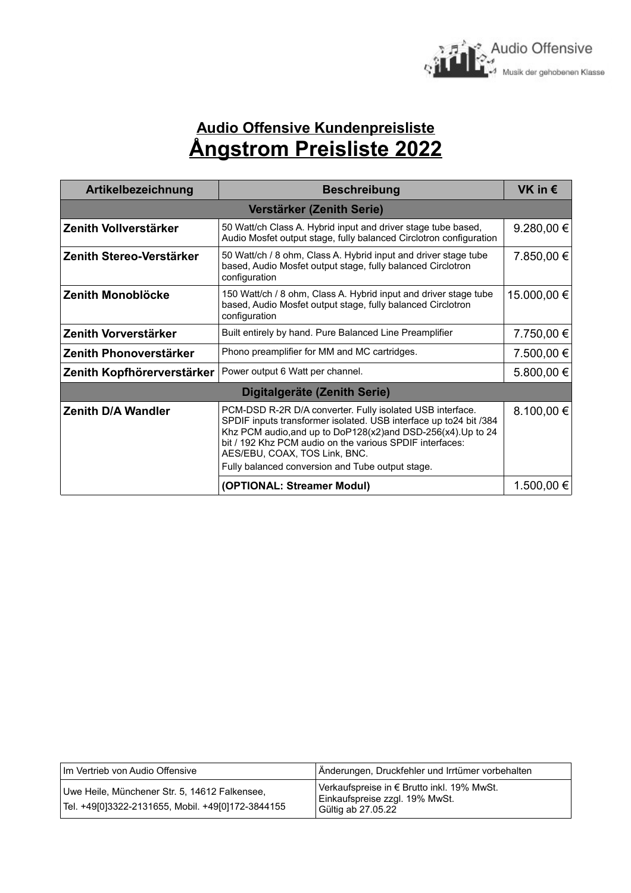Audio Offensive
Musik der gehobenen Klasse

# Audio Offensive Kundenpreisliste

# Ångstrom Preisliste 2022

| Artikelbezeichnung | Beschreibung | VK in € |
|---|---|---|
| **Verstärker (Zenith Serie)** | | |
| **Zenith Vollverstärker** | 50 Watt/ch Class A. Hybrid input and driver stage tube based, Audio Mosfet output stage, fully balanced Circlotron configuration | 9.280,00 € |
| **Zenith Stereo-Verstärker** | 50 Watt/ch / 8 ohm, Class A. Hybrid input and driver stage tube based, Audio Mosfet output stage, fully balanced Circlotron configuration | 7.850,00 € |
| **Zenith Monoblöcke** | 150 Watt/ch / 8 ohm, Class A. Hybrid input and driver stage tube based, Audio Mosfet output stage, fully balanced Circlotron configuration | 15.000,00 € |
| **Zenith Vorverstärker** | Built entirely by hand. Pure Balanced Line Preamplifier | 7.750,00 € |
| **Zenith Phonoverstärker** | Phono preamplifier for MM and MC cartridges. | 7.500,00 € |
| **Zenith Kopfhörerverstärker** | Power output 6 Watt per channel. | 5.800,00 € |
| **Digitalgeräte (Zenith Serie)** | | |
| **Zenith D/A Wandler** | PCM-DSD R-2R D/A converter. Fully isolated USB interface. SPDIF inputs transformer isolated. USB interface up to24 bit /384 Khz PCM audio,and up to DoP128(x2)and DSD-256(x4).Up to 24 bit / 192 Khz PCM audio on the various SPDIF interfaces: AES/EBU, COAX, TOS Link, BNC. Fully balanced conversion and Tube output stage. | 8.100,00 € |
| | **(OPTIONAL: Streamer Modul)** | 1.500,00 € |

| Im Vertrieb von Audio Offensive | Änderungen, Druckfehler und Irrtümer vorbehalten |
|---|---|
| Uwe Heile, Münchener Str. 5, 14612 Falkensee, Tel. +49[0]3322-2131655, Mobil. +49[0]172-3844155 | Verkaufspreise in € Brutto inkl. 19% MwSt. Einkaufspreise zzgl. 19% MwSt. Gültig ab 27.05.22 |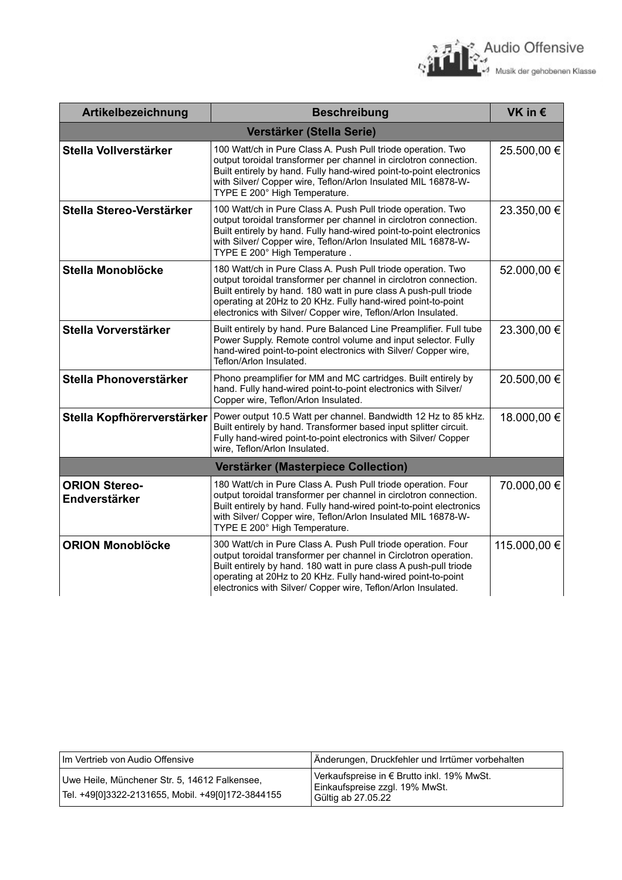| Artikelbezeichnung | Beschreibung | VK in € |
|---|---|---|
| **Verstärker (Stella Serie)** | | |
| **Stella Vollverstärker** | 100 Watt/ch in Pure Class A. Push Pull triode operation. Two output toroidal transformer per channel in circlotron connection. Built entirely by hand. Fully hand-wired point-to-point electronics with Silver/ Copper wire, Teflon/Arlon Insulated MIL 16878-W-TYPE E 200° High Temperature. | 25.500,00 € |
| **Stella Stereo-Verstärker** | 100 Watt/ch in Pure Class A. Push Pull triode operation. Two output toroidal transformer per channel in circlotron connection. Built entirely by hand. Fully hand-wired point-to-point electronics with Silver/ Copper wire, Teflon/Arlon Insulated MIL 16878-W-TYPE E 200° High Temperature . | 23.350,00 € |
| **Stella Monoblöcke** | 180 Watt/ch in Pure Class A. Push Pull triode operation. Two output toroidal transformer per channel in circlotron connection. Built entirely by hand. 180 watt in pure class A push-pull triode operating at 20Hz to 20 KHz. Fully hand-wired point-to-point electronics with Silver/ Copper wire, Teflon/Arlon Insulated. | 52.000,00 € |
| **Stella Vorverstärker** | Built entirely by hand. Pure Balanced Line Preamplifier. Full tube Power Supply. Remote control volume and input selector. Fully hand-wired point-to-point electronics with Silver/ Copper wire, Teflon/Arlon Insulated. | 23.300,00 € |
| **Stella Phonoverstärker** | Phono preamplifier for MM and MC cartridges. Built entirely by hand. Fully hand-wired point-to-point electronics with Silver/ Copper wire, Teflon/Arlon Insulated. | 20.500,00 € |
| **Stella Kopfhörerverstärker** | Power output 10.5 Watt per channel. Bandwidth 12 Hz to 85 kHz. Built entirely by hand. Transformer based input splitter circuit. Fully hand-wired point-to-point electronics with Silver/ Copper wire, Teflon/Arlon Insulated. | 18.000,00 € |
| **Verstärker (Masterpiece Collection)** | | |
| **ORION Stereo-Endverstärker** | 180 Watt/ch in Pure Class A. Push Pull triode operation. Four output toroidal transformer per channel in circlotron connection. Built entirely by hand. Fully hand-wired point-to-point electronics with Silver/ Copper wire, Teflon/Arlon Insulated MIL 16878-W-TYPE E 200° High Temperature. | 70.000,00 € |
| **ORION Monoblöcke** | 300 Watt/ch in Pure Class A. Push Pull triode operation. Four output toroidal transformer per channel in Circlotron operation. Built entirely by hand. 180 watt in pure class A push-pull triode operating at 20Hz to 20 KHz. Fully hand-wired point-to-point electronics with Silver/ Copper wire, Teflon/Arlon Insulated. | 115.000,00 € |

| | |
|---|---|
| Im Vertrieb von Audio Offensive | Änderungen, Druckfehler und Irrtümer vorbehalten |
| Uwe Heile, Münchener Str. 5, 14612 Falkensee, Tel. +49[0]3322-2131655, Mobil. +49[0]172-3844155 | Verkaufspreise in € Brutto inkl. 19% MwSt. Einkaufspreise zzgl. 19% MwSt. Gültig ab 27.05.22 |